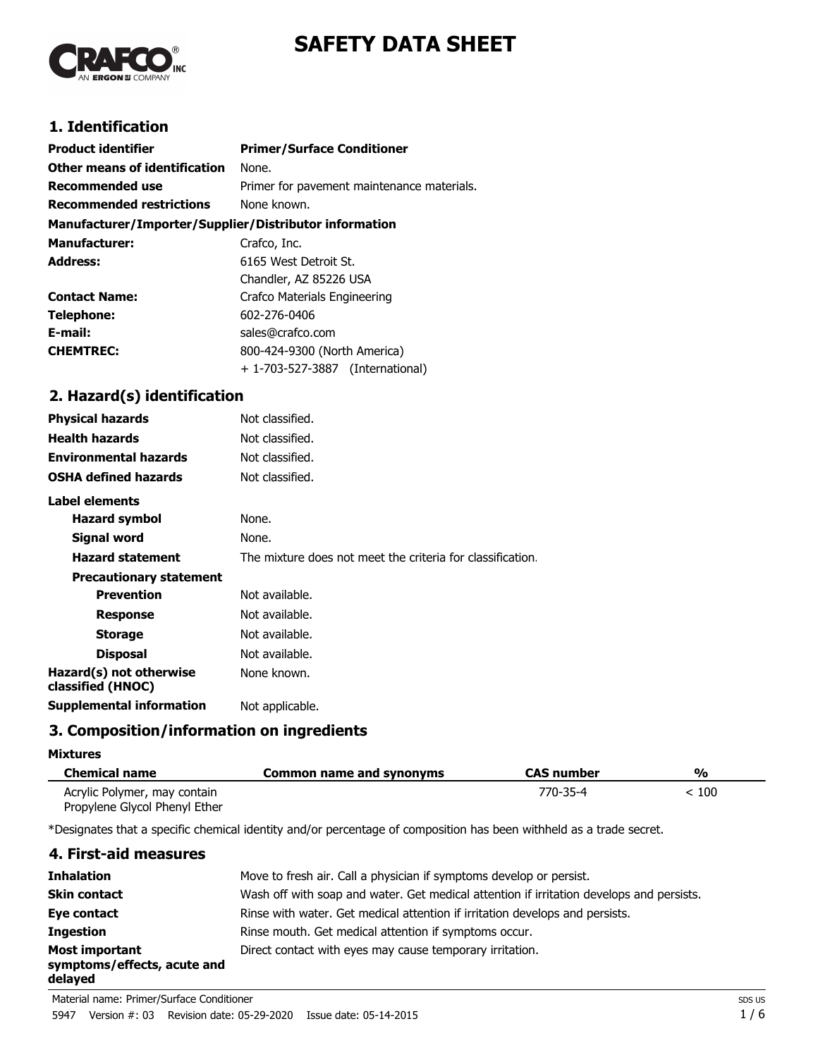# SAFETY DATA SHEET

## 1. Identification

| | |
|---|---|
| **Product identifier** | **Primer/Surface Conditioner** |
| **Other means of identification** | None. |
| **Recommended use** | Primer for pavement maintenance materials. |
| **Recommended restrictions** | None known. |

**Manufacturer/Importer/Supplier/Distributor information**

| | |
|---|---|
| **Manufacturer:** | Crafco, Inc. |
| **Address:** | 6165 West Detroit St.<br>Chandler, AZ 85226 USA |
| **Contact Name:** | Crafco Materials Engineering |
| **Telephone:** | 602-276-0406 |
| **E-mail:** | sales@crafco.com |
| **CHEMTREC:** | 800-424-9300 (North America)<br>+ 1-703-527-3887 (International) |

## 2. Hazard(s) identification

| | |
|---|---|
| **Physical hazards** | Not classified. |
| **Health hazards** | Not classified. |
| **Environmental hazards** | Not classified. |
| **OSHA defined hazards** | Not classified. |

**Label elements**

| | |
|---|---|
| **Hazard symbol** | None. |
| **Signal word** | None. |
| **Hazard statement** | The mixture does not meet the criteria for classification. |
| **Precautionary statement** | |
| **Prevention** | Not available. |
| **Response** | Not available. |
| **Storage** | Not available. |
| **Disposal** | Not available. |
| **Hazard(s) not otherwise classified (HNOC)** | None known. |
| **Supplemental information** | Not applicable. |

## 3. Composition/information on ingredients

**Mixtures**

| Chemical name | Common name and synonyms | CAS number | % |
|---|---|---|---|
| Acrylic Polymer, may contain Propylene Glycol Phenyl Ether | | 770-35-4 | < 100 |

*Designates that a specific chemical identity and/or percentage of composition has been withheld as a trade secret.

## 4. First-aid measures

| | |
|---|---|
| **Inhalation** | Move to fresh air. Call a physician if symptoms develop or persist. |
| **Skin contact** | Wash off with soap and water. Get medical attention if irritation develops and persists. |
| **Eye contact** | Rinse with water. Get medical attention if irritation develops and persists. |
| **Ingestion** | Rinse mouth. Get medical attention if symptoms occur. |
| **Most important symptoms/effects, acute and delayed** | Direct contact with eyes may cause temporary irritation. |

Material name: Primer/Surface Conditioner

5947 Version #: 03 Revision date: 05-29-2020 Issue date: 05-14-2015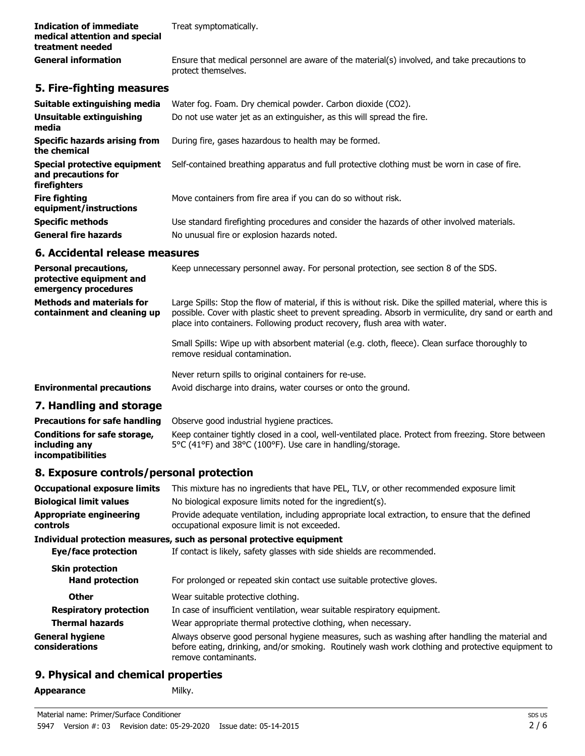| | |
|---|---|
| **Indication of immediate medical attention and special treatment needed** | Treat symptomatically. |
| **General information** | Ensure that medical personnel are aware of the material(s) involved, and take precautions to protect themselves. |

## 5. Fire-fighting measures

| | |
|---|---|
| **Suitable extinguishing media** | Water fog. Foam. Dry chemical powder. Carbon dioxide ($CO_2$). |
| **Unsuitable extinguishing media** | Do not use water jet as an extinguisher, as this will spread the fire. |
| **Specific hazards arising from the chemical** | During fire, gases hazardous to health may be formed. |
| **Special protective equipment and precautions for firefighters** | Self-contained breathing apparatus and full protective clothing must be worn in case of fire. |
| **Fire fighting equipment/instructions** | Move containers from fire area if you can do so without risk. |
| **Specific methods** | Use standard firefighting procedures and consider the hazards of other involved materials. |
| **General fire hazards** | No unusual fire or explosion hazards noted. |

## 6. Accidental release measures

| | |
|---|---|
| **Personal precautions, protective equipment and emergency procedures** | Keep unnecessary personnel away. For personal protection, see section 8 of the SDS. |
| **Methods and materials for containment and cleaning up** | Large Spills: Stop the flow of material, if this is without risk. Dike the spilled material, where this is possible. Cover with plastic sheet to prevent spreading. Absorb in vermiculite, dry sand or earth and place into containers. Following product recovery, flush area with water.<br><br>Small Spills: Wipe up with absorbent material (e.g. cloth, fleece). Clean surface thoroughly to remove residual contamination.<br><br>Never return spills to original containers for re-use. |
| **Environmental precautions** | Avoid discharge into drains, water courses or onto the ground. |

## 7. Handling and storage

| | |
|---|---|
| **Precautions for safe handling** | Observe good industrial hygiene practices. |
| **Conditions for safe storage, including any incompatibilities** | Keep container tightly closed in a cool, well-ventilated place. Protect from freezing. Store between 5°C (41°F) and 38°C (100°F). Use care in handling/storage. |

## 8. Exposure controls/personal protection

| | |
|---|---|
| **Occupational exposure limits** | This mixture has no ingredients that have PEL, TLV, or other recommended exposure limit |
| **Biological limit values** | No biological exposure limits noted for the ingredient(s). |
| **Appropriate engineering controls** | Provide adequate ventilation, including appropriate local extraction, to ensure that the defined occupational exposure limit is not exceeded. |

**Individual protection measures, such as personal protective equipment**

| | |
|---|---|
| **Eye/face protection** | If contact is likely, safety glasses with side shields are recommended. |
| **Skin protection** | |
| **Hand protection** | For prolonged or repeated skin contact use suitable protective gloves. |
| **Other** | Wear suitable protective clothing. |
| **Respiratory protection** | In case of insufficient ventilation, wear suitable respiratory equipment. |
| **Thermal hazards** | Wear appropriate thermal protective clothing, when necessary. |
| **General hygiene considerations** | Always observe good personal hygiene measures, such as washing after handling the material and before eating, drinking, and/or smoking. Routinely wash work clothing and protective equipment to remove contaminants. |

## 9. Physical and chemical properties

| | |
|---|---|
| **Appearance** | Milky. |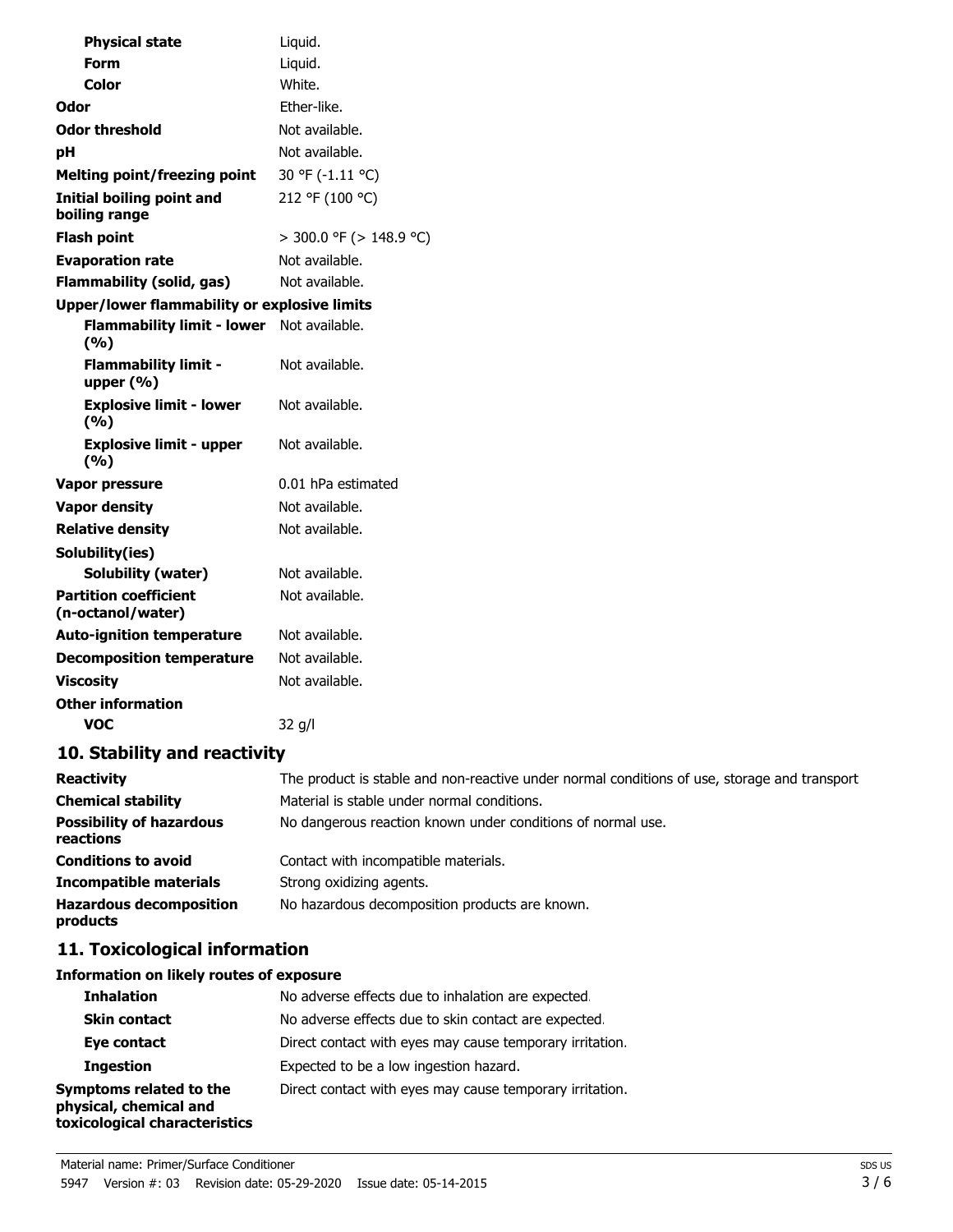| | |
|---|---|
| **Physical state** | Liquid. |
| **Form** | Liquid. |
| **Color** | White. |
| **Odor** | Ether-like. |
| **Odor threshold** | Not available. |
| **pH** | Not available. |
| **Melting point/freezing point** | 30 °F (-1.11 °C) |
| **Initial boiling point and boiling range** | 212 °F (100 °C) |
| **Flash point** | > 300.0 °F (> 148.9 °C) |
| **Evaporation rate** | Not available. |
| **Flammability (solid, gas)** | Not available. |
| **Upper/lower flammability or explosive limits** | |
| **Flammability limit - lower (%)** | Not available. |
| **Flammability limit - upper (%)** | Not available. |
| **Explosive limit - lower (%)** | Not available. |
| **Explosive limit - upper (%)** | Not available. |
| **Vapor pressure** | 0.01 hPa estimated |
| **Vapor density** | Not available. |
| **Relative density** | Not available. |
| **Solubility(ies)** | |
| **Solubility (water)** | Not available. |
| **Partition coefficient (n-octanol/water)** | Not available. |
| **Auto-ignition temperature** | Not available. |
| **Decomposition temperature** | Not available. |
| **Viscosity** | Not available. |
| **Other information** | |
| **VOC** | 32 g/l |

## 10. Stability and reactivity

| | |
|---|---|
| **Reactivity** | The product is stable and non-reactive under normal conditions of use, storage and transport |
| **Chemical stability** | Material is stable under normal conditions. |
| **Possibility of hazardous reactions** | No dangerous reaction known under conditions of normal use. |
| **Conditions to avoid** | Contact with incompatible materials. |
| **Incompatible materials** | Strong oxidizing agents. |
| **Hazardous decomposition products** | No hazardous decomposition products are known. |

## 11. Toxicological information

**Information on likely routes of exposure**

| | |
|---|---|
| **Inhalation** | No adverse effects due to inhalation are expected. |
| **Skin contact** | No adverse effects due to skin contact are expected. |
| **Eye contact** | Direct contact with eyes may cause temporary irritation. |
| **Ingestion** | Expected to be a low ingestion hazard. |
| **Symptoms related to the physical, chemical and toxicological characteristics** | Direct contact with eyes may cause temporary irritation. |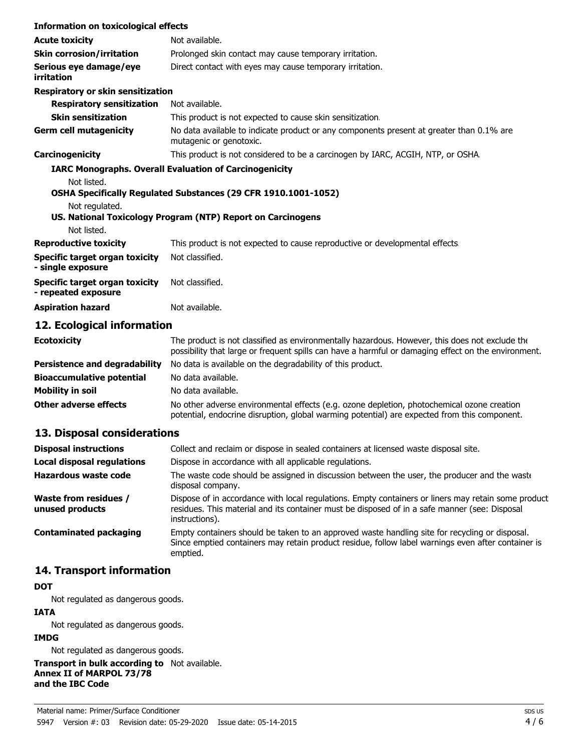**Information on toxicological effects**

| | |
|---|---|
| **Acute toxicity** | Not available. |
| **Skin corrosion/irritation** | Prolonged skin contact may cause temporary irritation. |
| **Serious eye damage/eye irritation** | Direct contact with eyes may cause temporary irritation. |

**Respiratory or skin sensitization**

| | |
|---|---|
| **Respiratory sensitization** | Not available. |
| **Skin sensitization** | This product is not expected to cause skin sensitization. |
| **Germ cell mutagenicity** | No data available to indicate product or any components present at greater than 0.1% are mutagenic or genotoxic. |
| **Carcinogenicity** | This product is not considered to be a carcinogen by IARC, ACGIH, NTP, or OSHA. |

**IARC Monographs. Overall Evaluation of Carcinogenicity**

Not listed.

**OSHA Specifically Regulated Substances (29 CFR 1910.1001-1052)**

Not regulated.

**US. National Toxicology Program (NTP) Report on Carcinogens**

Not listed.

| | |
|---|---|
| **Reproductive toxicity** | This product is not expected to cause reproductive or developmental effects. |
| **Specific target organ toxicity - single exposure** | Not classified. |
| **Specific target organ toxicity - repeated exposure** | Not classified. |
| **Aspiration hazard** | Not available. |

## 12. Ecological information

| | |
|---|---|
| **Ecotoxicity** | The product is not classified as environmentally hazardous. However, this does not exclude the possibility that large or frequent spills can have a harmful or damaging effect on the environment. |
| **Persistence and degradability** | No data is available on the degradability of this product. |
| **Bioaccumulative potential** | No data available. |
| **Mobility in soil** | No data available. |
| **Other adverse effects** | No other adverse environmental effects (e.g. ozone depletion, photochemical ozone creation potential, endocrine disruption, global warming potential) are expected from this component. |

## 13. Disposal considerations

| | |
|---|---|
| **Disposal instructions** | Collect and reclaim or dispose in sealed containers at licensed waste disposal site. |
| **Local disposal regulations** | Dispose in accordance with all applicable regulations. |
| **Hazardous waste code** | The waste code should be assigned in discussion between the user, the producer and the waste disposal company. |
| **Waste from residues / unused products** | Dispose of in accordance with local regulations. Empty containers or liners may retain some product residues. This material and its container must be disposed of in a safe manner (see: Disposal instructions). |
| **Contaminated packaging** | Empty containers should be taken to an approved waste handling site for recycling or disposal. Since emptied containers may retain product residue, follow label warnings even after container is emptied. |

## 14. Transport information

**DOT**

Not regulated as dangerous goods.

**IATA**

Not regulated as dangerous goods.

**IMDG**

Not regulated as dangerous goods.

| | |
|---|---|
| **Transport in bulk according to Annex II of MARPOL 73/78 and the IBC Code** | Not available. |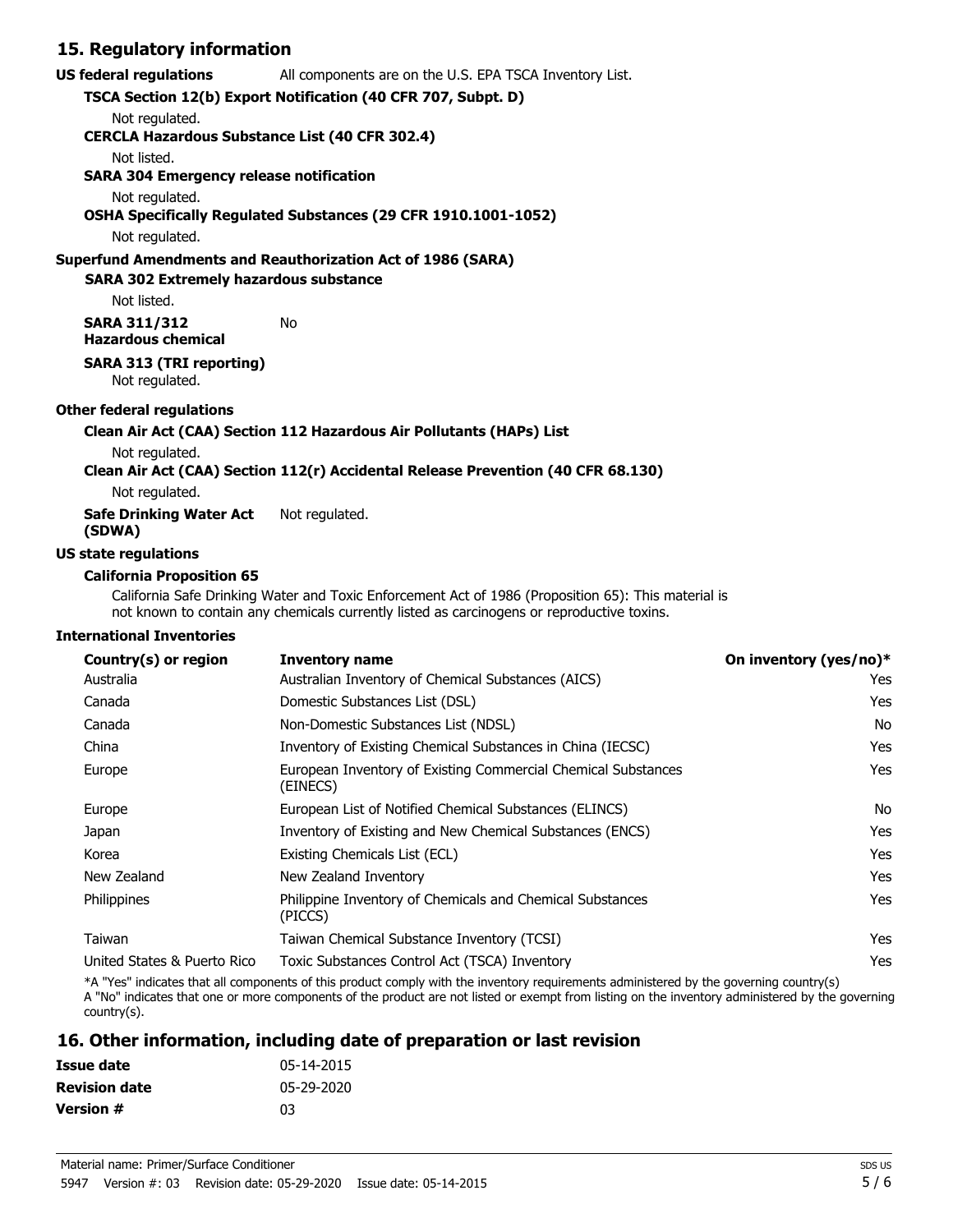## 15. Regulatory information

**US federal regulations** All components are on the U.S. EPA TSCA Inventory List.

**TSCA Section 12(b) Export Notification (40 CFR 707, Subpt. D)**

Not regulated.

**CERCLA Hazardous Substance List (40 CFR 302.4)**

Not listed.

**SARA 304 Emergency release notification**

Not regulated.

**OSHA Specifically Regulated Substances (29 CFR 1910.1001-1052)**

Not regulated.

**Superfund Amendments and Reauthorization Act of 1986 (SARA)**

**SARA 302 Extremely hazardous substance**

Not listed.

**SARA 311/312 Hazardous chemical** No

**SARA 313 (TRI reporting)**

Not regulated.

**Other federal regulations**

**Clean Air Act (CAA) Section 112 Hazardous Air Pollutants (HAPs) List**

Not regulated.

**Clean Air Act (CAA) Section 112(r) Accidental Release Prevention (40 CFR 68.130)**

Not regulated.

**Safe Drinking Water Act (SDWA)** Not regulated.

**US state regulations**

**California Proposition 65**

California Safe Drinking Water and Toxic Enforcement Act of 1986 (Proposition 65): This material is not known to contain any chemicals currently listed as carcinogens or reproductive toxins.

**International Inventories**

| Country(s) or region | Inventory name | On inventory (yes/no)* |
|---|---|---|
| Australia | Australian Inventory of Chemical Substances (AICS) | Yes |
| Canada | Domestic Substances List (DSL) | Yes |
| Canada | Non-Domestic Substances List (NDSL) | No |
| China | Inventory of Existing Chemical Substances in China (IECSC) | Yes |
| Europe | European Inventory of Existing Commercial Chemical Substances (EINECS) | Yes |
| Europe | European List of Notified Chemical Substances (ELINCS) | No |
| Japan | Inventory of Existing and New Chemical Substances (ENCS) | Yes |
| Korea | Existing Chemicals List (ECL) | Yes |
| New Zealand | New Zealand Inventory | Yes |
| Philippines | Philippine Inventory of Chemicals and Chemical Substances (PICCS) | Yes |
| Taiwan | Taiwan Chemical Substance Inventory (TCSI) | Yes |
| United States & Puerto Rico | Toxic Substances Control Act (TSCA) Inventory | Yes |

*A "Yes" indicates that all components of this product comply with the inventory requirements administered by the governing country(s)
A "No" indicates that one or more components of the product are not listed or exempt from listing on the inventory administered by the governing country(s).

## 16. Other information, including date of preparation or last revision

**Issue date** 05-14-2015

**Revision date** 05-29-2020

**Version #** 03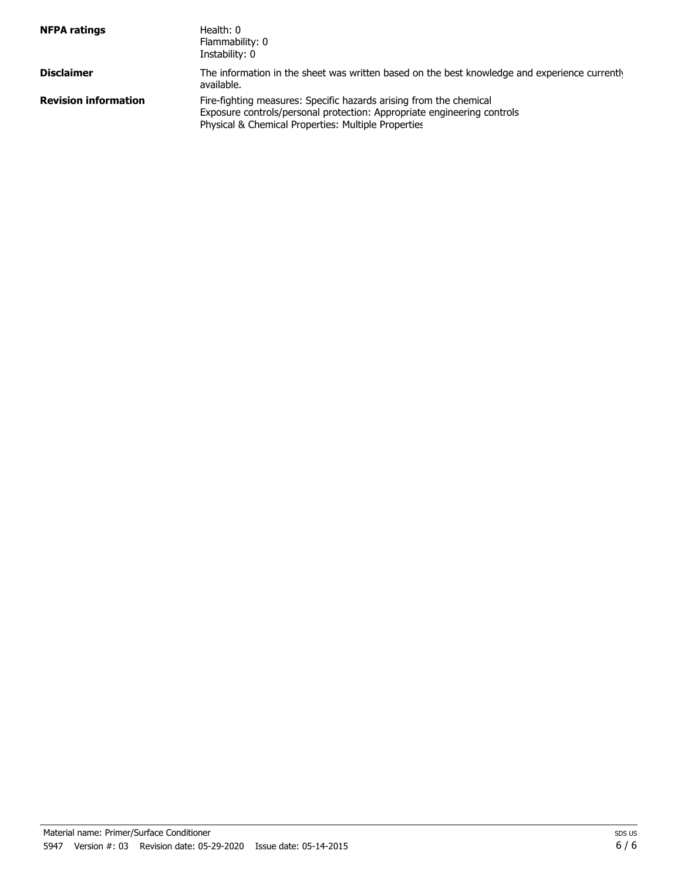**NFPA ratings**

Health: 0
Flammability: 0
Instability: 0

**Disclaimer**

The information in the sheet was written based on the best knowledge and experience currently available.

**Revision information**

Fire-fighting measures: Specific hazards arising from the chemical
Exposure controls/personal protection: Appropriate engineering controls
Physical & Chemical Properties: Multiple Properties